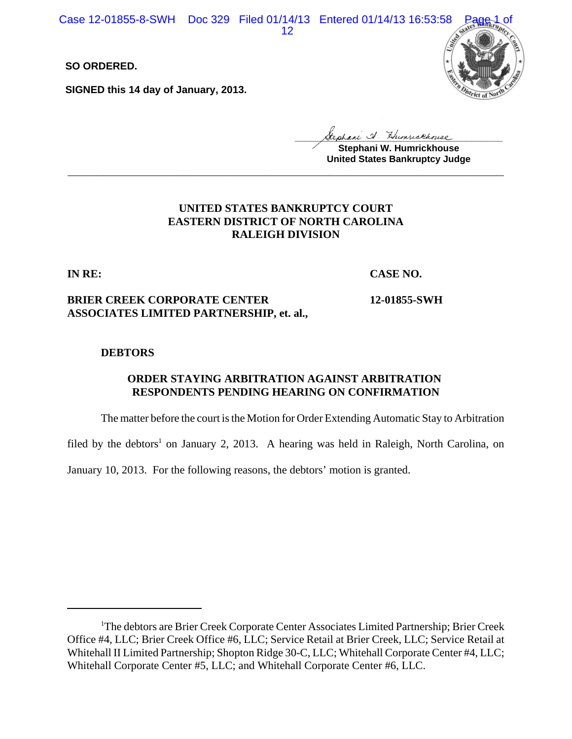**SO ORDERED.**

**SIGNED this 14 day of January, 2013.**

Stephani W. Humrickhouse
**Stephani W. Humrickhouse**
**United States Bankruptcy Judge**

---

**UNITED STATES BANKRUPTCY COURT**
**EASTERN DISTRICT OF NORTH CAROLINA**
**RALEIGH DIVISION**

**IN RE:** **CASE NO.**

**BRIER CREEK CORPORATE CENTER ASSOCIATES LIMITED PARTNERSHIP, et. al.,** **12-01855-SWH**

**DEBTORS**

**ORDER STAYING ARBITRATION AGAINST ARBITRATION RESPONDENTS PENDING HEARING ON CONFIRMATION**

The matter before the court is the Motion for Order Extending Automatic Stay to Arbitration filed by the debtors[1] on January 2, 2013. A hearing was held in Raleigh, North Carolina, on January 10, 2013. For the following reasons, the debtors' motion is granted.

---

[1]The debtors are Brier Creek Corporate Center Associates Limited Partnership; Brier Creek Office #4, LLC; Brier Creek Office #6, LLC; Service Retail at Brier Creek, LLC; Service Retail at Whitehall II Limited Partnership; Shopton Ridge 30-C, LLC; Whitehall Corporate Center #4, LLC; Whitehall Corporate Center #5, LLC; and Whitehall Corporate Center #6, LLC.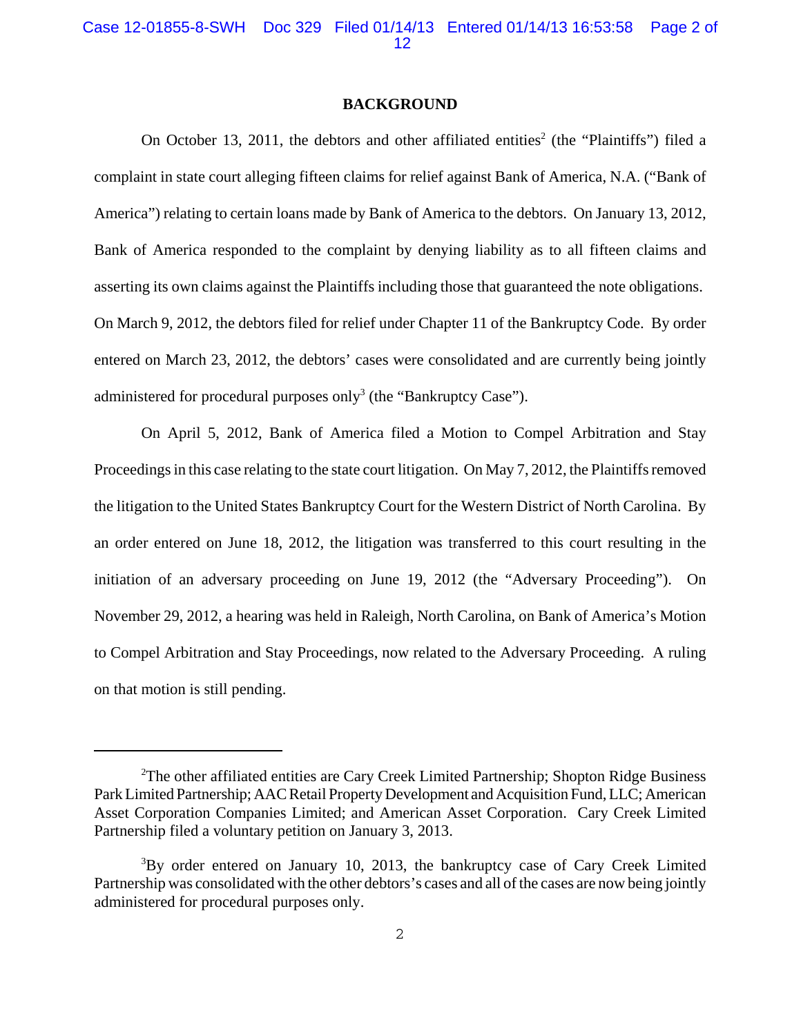**BACKGROUND**

On October 13, 2011, the debtors and other affiliated entities[2] (the "Plaintiffs") filed a complaint in state court alleging fifteen claims for relief against Bank of America, N.A. ("Bank of America") relating to certain loans made by Bank of America to the debtors. On January 13, 2012, Bank of America responded to the complaint by denying liability as to all fifteen claims and asserting its own claims against the Plaintiffs including those that guaranteed the note obligations. On March 9, 2012, the debtors filed for relief under Chapter 11 of the Bankruptcy Code. By order entered on March 23, 2012, the debtors' cases were consolidated and are currently being jointly administered for procedural purposes only[3] (the "Bankruptcy Case").

On April 5, 2012, Bank of America filed a Motion to Compel Arbitration and Stay Proceedings in this case relating to the state court litigation. On May 7, 2012, the Plaintiffs removed the litigation to the United States Bankruptcy Court for the Western District of North Carolina. By an order entered on June 18, 2012, the litigation was transferred to this court resulting in the initiation of an adversary proceeding on June 19, 2012 (the "Adversary Proceeding"). On November 29, 2012, a hearing was held in Raleigh, North Carolina, on Bank of America's Motion to Compel Arbitration and Stay Proceedings, now related to the Adversary Proceeding. A ruling on that motion is still pending.

---

[2]The other affiliated entities are Cary Creek Limited Partnership; Shopton Ridge Business Park Limited Partnership; AAC Retail Property Development and Acquisition Fund, LLC; American Asset Corporation Companies Limited; and American Asset Corporation. Cary Creek Limited Partnership filed a voluntary petition on January 3, 2013.

[3]By order entered on January 10, 2013, the bankruptcy case of Cary Creek Limited Partnership was consolidated with the other debtors's cases and all of the cases are now being jointly administered for procedural purposes only.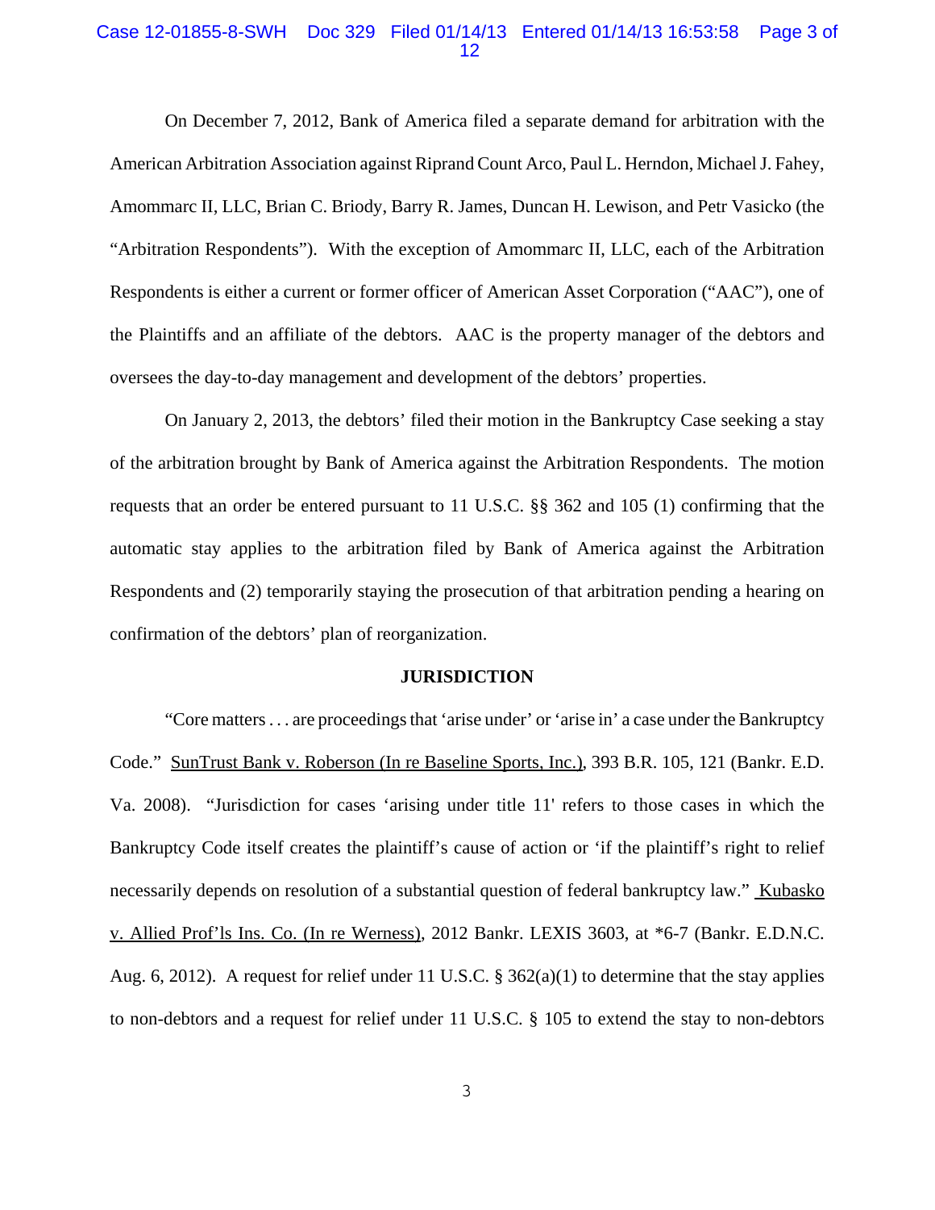On December 7, 2012, Bank of America filed a separate demand for arbitration with the American Arbitration Association against Riprand Count Arco, Paul L. Herndon, Michael J. Fahey, Amommarc II, LLC, Brian C. Briody, Barry R. James, Duncan H. Lewison, and Petr Vasicko (the "Arbitration Respondents"). With the exception of Amommarc II, LLC, each of the Arbitration Respondents is either a current or former officer of American Asset Corporation ("AAC"), one of the Plaintiffs and an affiliate of the debtors. AAC is the property manager of the debtors and oversees the day-to-day management and development of the debtors' properties.

On January 2, 2013, the debtors' filed their motion in the Bankruptcy Case seeking a stay of the arbitration brought by Bank of America against the Arbitration Respondents. The motion requests that an order be entered pursuant to 11 U.S.C. §§ 362 and 105 (1) confirming that the automatic stay applies to the arbitration filed by Bank of America against the Arbitration Respondents and (2) temporarily staying the prosecution of that arbitration pending a hearing on confirmation of the debtors' plan of reorganization.

## JURISDICTION

"Core matters . . . are proceedings that 'arise under' or 'arise in' a case under the Bankruptcy Code." SunTrust Bank v. Roberson (In re Baseline Sports, Inc.), 393 B.R. 105, 121 (Bankr. E.D. Va. 2008). "Jurisdiction for cases 'arising under title 11' refers to those cases in which the Bankruptcy Code itself creates the plaintiff's cause of action or 'if the plaintiff's right to relief necessarily depends on resolution of a substantial question of federal bankruptcy law." Kubasko v. Allied Prof'ls Ins. Co. (In re Werness), 2012 Bankr. LEXIS 3603, at *6-7 (Bankr. E.D.N.C. Aug. 6, 2012). A request for relief under 11 U.S.C. § 362(a)(1) to determine that the stay applies to non-debtors and a request for relief under 11 U.S.C. § 105 to extend the stay to non-debtors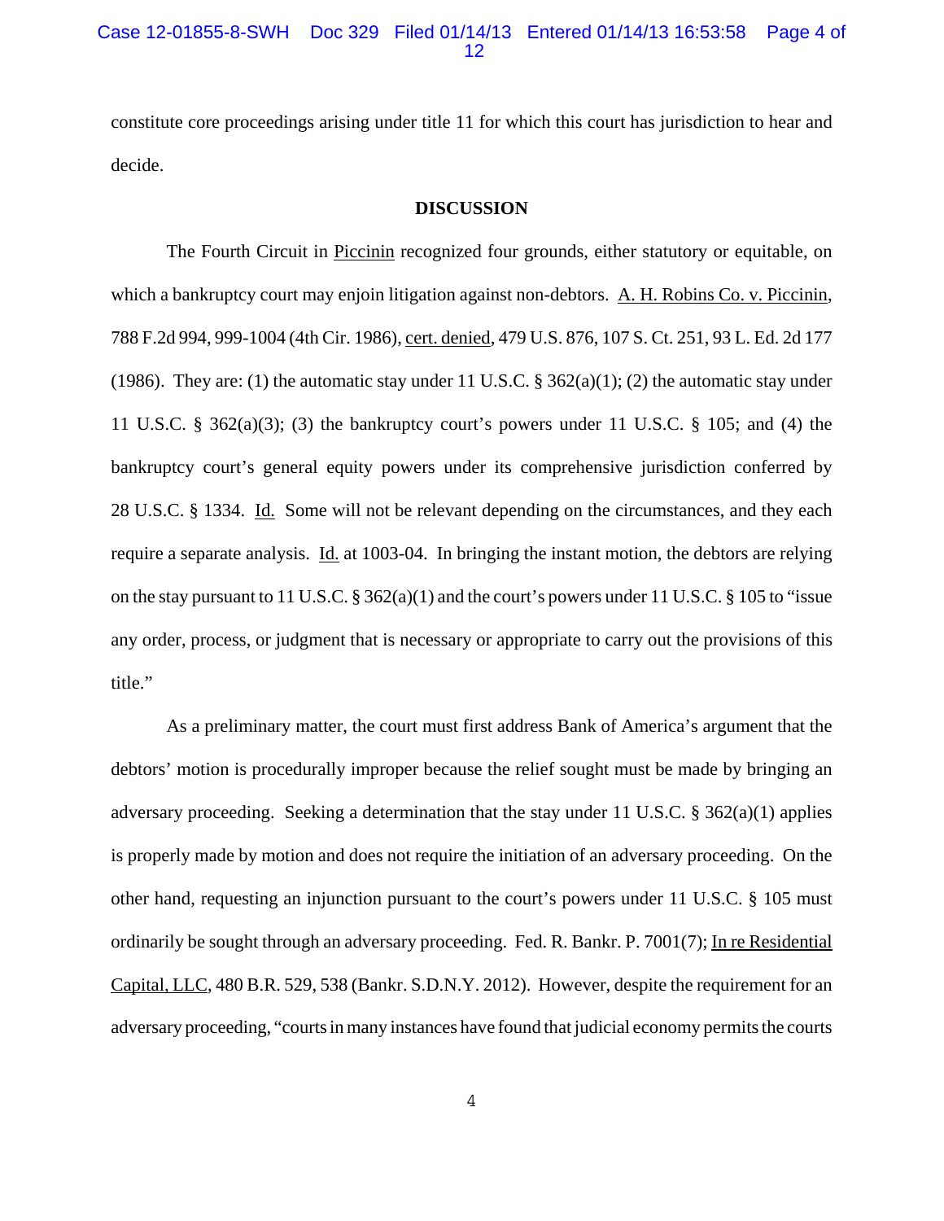constitute core proceedings arising under title 11 for which this court has jurisdiction to hear and decide.

**DISCUSSION**

The Fourth Circuit in Piccinin recognized four grounds, either statutory or equitable, on which a bankruptcy court may enjoin litigation against non-debtors. A. H. Robins Co. v. Piccinin, 788 F.2d 994, 999-1004 (4th Cir. 1986), cert. denied, 479 U.S. 876, 107 S. Ct. 251, 93 L. Ed. 2d 177 (1986). They are: (1) the automatic stay under 11 U.S.C. § 362(a)(1); (2) the automatic stay under 11 U.S.C. § 362(a)(3); (3) the bankruptcy court's powers under 11 U.S.C. § 105; and (4) the bankruptcy court's general equity powers under its comprehensive jurisdiction conferred by 28 U.S.C. § 1334. Id. Some will not be relevant depending on the circumstances, and they each require a separate analysis. Id. at 1003-04. In bringing the instant motion, the debtors are relying on the stay pursuant to 11 U.S.C. § 362(a)(1) and the court's powers under 11 U.S.C. § 105 to "issue any order, process, or judgment that is necessary or appropriate to carry out the provisions of this title."

As a preliminary matter, the court must first address Bank of America's argument that the debtors' motion is procedurally improper because the relief sought must be made by bringing an adversary proceeding. Seeking a determination that the stay under 11 U.S.C. § 362(a)(1) applies is properly made by motion and does not require the initiation of an adversary proceeding. On the other hand, requesting an injunction pursuant to the court's powers under 11 U.S.C. § 105 must ordinarily be sought through an adversary proceeding. Fed. R. Bankr. P. 7001(7); In re Residential Capital, LLC, 480 B.R. 529, 538 (Bankr. S.D.N.Y. 2012). However, despite the requirement for an adversary proceeding, "courts in many instances have found that judicial economy permits the courts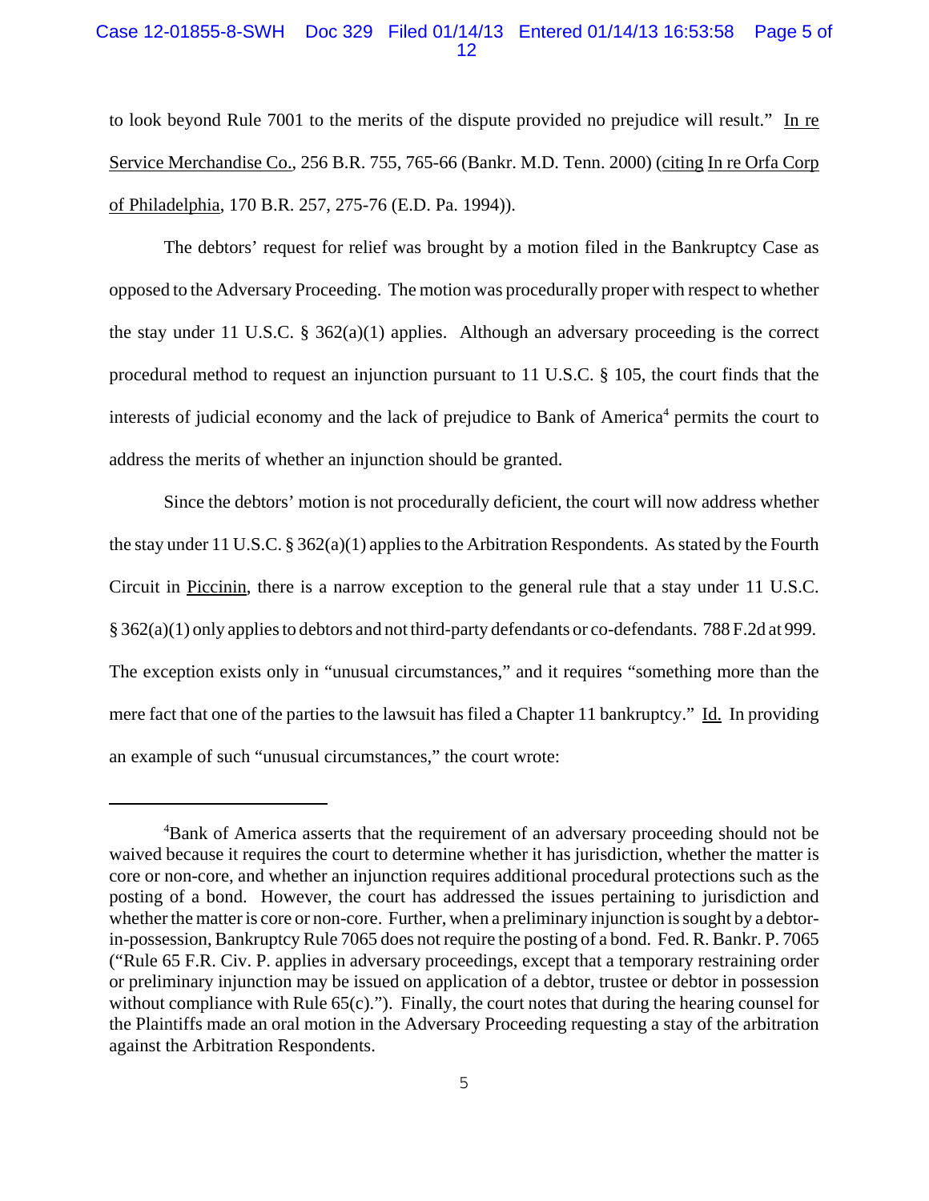to look beyond Rule 7001 to the merits of the dispute provided no prejudice will result." In re Service Merchandise Co., 256 B.R. 755, 765-66 (Bankr. M.D. Tenn. 2000) (citing In re Orfa Corp of Philadelphia, 170 B.R. 257, 275-76 (E.D. Pa. 1994)).

The debtors' request for relief was brought by a motion filed in the Bankruptcy Case as opposed to the Adversary Proceeding. The motion was procedurally proper with respect to whether the stay under 11 U.S.C. § 362(a)(1) applies. Although an adversary proceeding is the correct procedural method to request an injunction pursuant to 11 U.S.C. § 105, the court finds that the interests of judicial economy and the lack of prejudice to Bank of America[4] permits the court to address the merits of whether an injunction should be granted.

Since the debtors' motion is not procedurally deficient, the court will now address whether the stay under 11 U.S.C. § 362(a)(1) applies to the Arbitration Respondents. As stated by the Fourth Circuit in Piccinin, there is a narrow exception to the general rule that a stay under 11 U.S.C. § 362(a)(1) only applies to debtors and not third-party defendants or co-defendants. 788 F.2d at 999. The exception exists only in "unusual circumstances," and it requires "something more than the mere fact that one of the parties to the lawsuit has filed a Chapter 11 bankruptcy." Id. In providing an example of such "unusual circumstances," the court wrote:

---

[4]Bank of America asserts that the requirement of an adversary proceeding should not be waived because it requires the court to determine whether it has jurisdiction, whether the matter is core or non-core, and whether an injunction requires additional procedural protections such as the posting of a bond. However, the court has addressed the issues pertaining to jurisdiction and whether the matter is core or non-core. Further, when a preliminary injunction is sought by a debtor-in-possession, Bankruptcy Rule 7065 does not require the posting of a bond. Fed. R. Bankr. P. 7065 ("Rule 65 F.R. Civ. P. applies in adversary proceedings, except that a temporary restraining order or preliminary injunction may be issued on application of a debtor, trustee or debtor in possession without compliance with Rule 65(c)."). Finally, the court notes that during the hearing counsel for the Plaintiffs made an oral motion in the Adversary Proceeding requesting a stay of the arbitration against the Arbitration Respondents.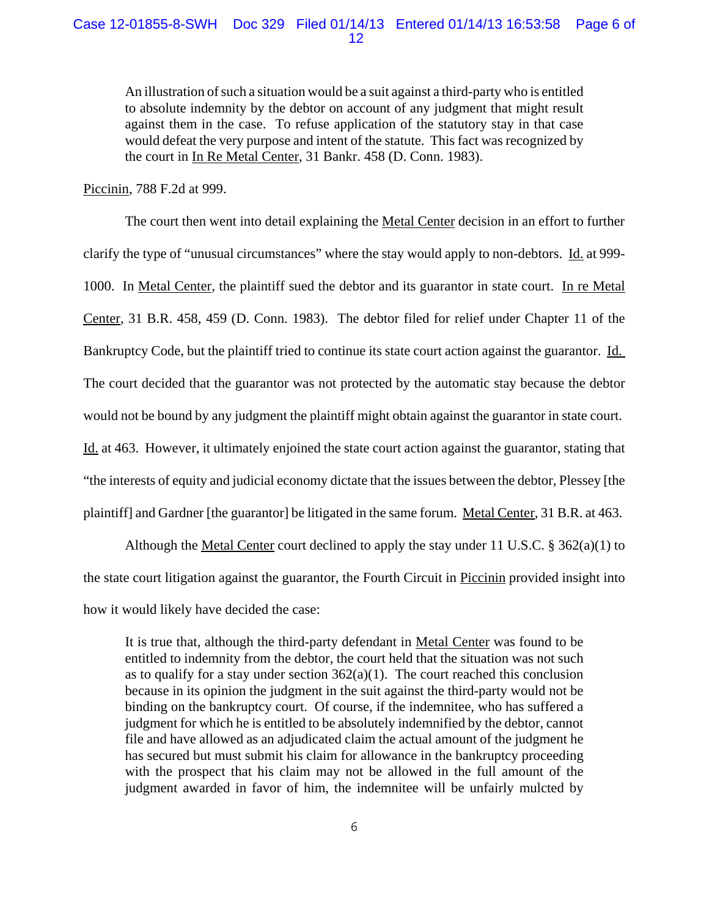> An illustration of such a situation would be a suit against a third-party who is entitled to absolute indemnity by the debtor on account of any judgment that might result against them in the case. To refuse application of the statutory stay in that case would defeat the very purpose and intent of the statute. This fact was recognized by the court in In Re Metal Center, 31 Bankr. 458 (D. Conn. 1983).

Piccinin, 788 F.2d at 999.

The court then went into detail explaining the Metal Center decision in an effort to further clarify the type of "unusual circumstances" where the stay would apply to non-debtors. Id. at 999-1000. In Metal Center, the plaintiff sued the debtor and its guarantor in state court. In re Metal Center, 31 B.R. 458, 459 (D. Conn. 1983). The debtor filed for relief under Chapter 11 of the Bankruptcy Code, but the plaintiff tried to continue its state court action against the guarantor. Id. The court decided that the guarantor was not protected by the automatic stay because the debtor would not be bound by any judgment the plaintiff might obtain against the guarantor in state court. Id. at 463. However, it ultimately enjoined the state court action against the guarantor, stating that "the interests of equity and judicial economy dictate that the issues between the debtor, Plessey [the plaintiff] and Gardner [the guarantor] be litigated in the same forum. Metal Center, 31 B.R. at 463.

Although the Metal Center court declined to apply the stay under 11 U.S.C. § 362(a)(1) to the state court litigation against the guarantor, the Fourth Circuit in Piccinin provided insight into how it would likely have decided the case:

> It is true that, although the third-party defendant in Metal Center was found to be entitled to indemnity from the debtor, the court held that the situation was not such as to qualify for a stay under section 362(a)(1). The court reached this conclusion because in its opinion the judgment in the suit against the third-party would not be binding on the bankruptcy court. Of course, if the indemnitee, who has suffered a judgment for which he is entitled to be absolutely indemnified by the debtor, cannot file and have allowed as an adjudicated claim the actual amount of the judgment he has secured but must submit his claim for allowance in the bankruptcy proceeding with the prospect that his claim may not be allowed in the full amount of the judgment awarded in favor of him, the indemnitee will be unfairly mulcted by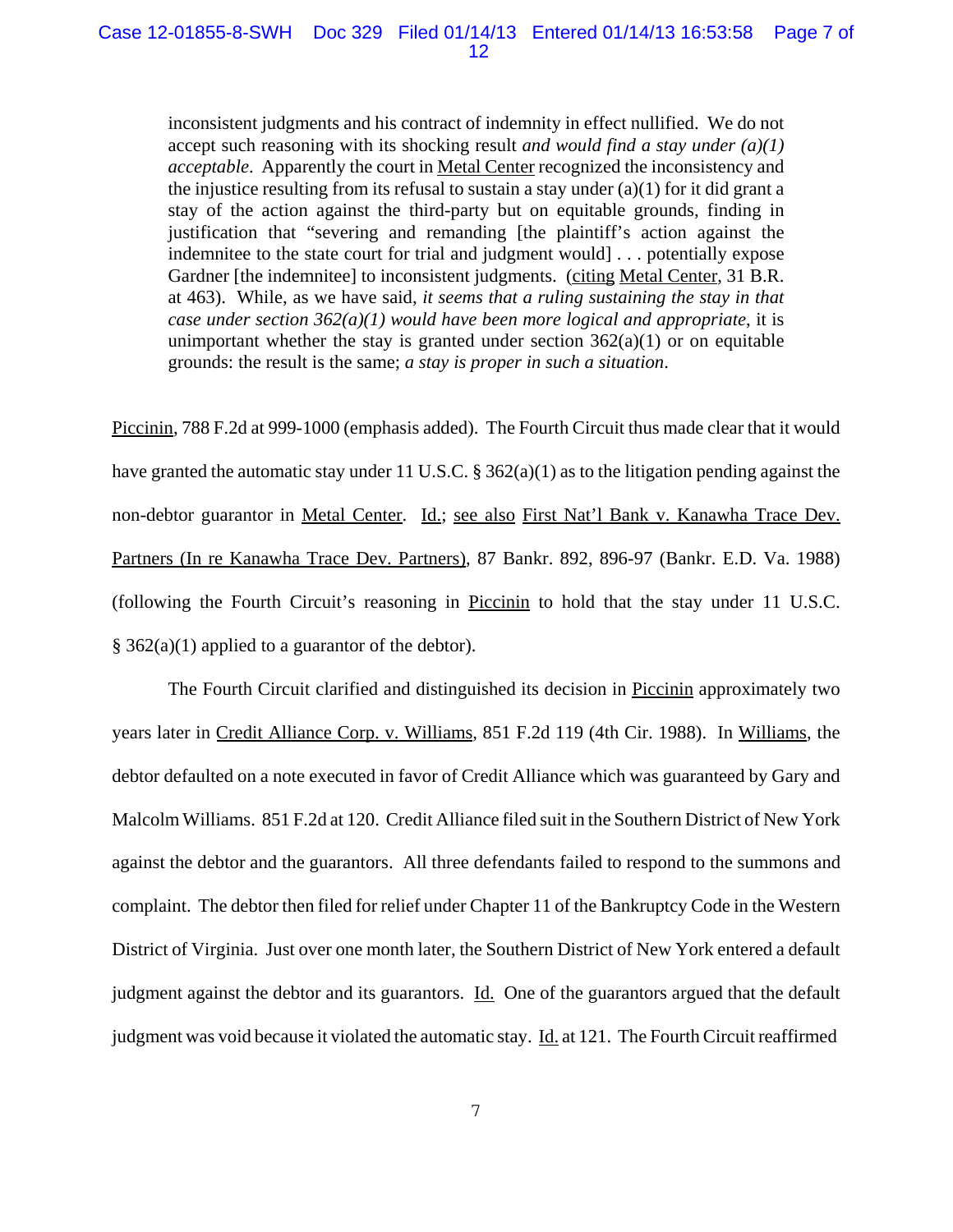> inconsistent judgments and his contract of indemnity in effect nullified. We do not accept such reasoning with its shocking result *and would find a stay under (a)(1) acceptable*. Apparently the court in Metal Center recognized the inconsistency and the injustice resulting from its refusal to sustain a stay under (a)(1) for it did grant a stay of the action against the third-party but on equitable grounds, finding in justification that "severing and remanding [the plaintiff's action against the indemnitee to the state court for trial and judgment would] . . . potentially expose Gardner [the indemnitee] to inconsistent judgments. (citing Metal Center, 31 B.R. at 463). While, as we have said, *it seems that a ruling sustaining the stay in that case under section 362(a)(1) would have been more logical and appropriate*, it is unimportant whether the stay is granted under section 362(a)(1) or on equitable grounds: the result is the same; *a stay is proper in such a situation*.

Piccinin, 788 F.2d at 999-1000 (emphasis added). The Fourth Circuit thus made clear that it would have granted the automatic stay under 11 U.S.C. § 362(a)(1) as to the litigation pending against the non-debtor guarantor in Metal Center. Id.; see also First Nat'l Bank v. Kanawha Trace Dev. Partners (In re Kanawha Trace Dev. Partners), 87 Bankr. 892, 896-97 (Bankr. E.D. Va. 1988) (following the Fourth Circuit's reasoning in Piccinin to hold that the stay under 11 U.S.C. § 362(a)(1) applied to a guarantor of the debtor).

The Fourth Circuit clarified and distinguished its decision in Piccinin approximately two years later in Credit Alliance Corp. v. Williams, 851 F.2d 119 (4th Cir. 1988). In Williams, the debtor defaulted on a note executed in favor of Credit Alliance which was guaranteed by Gary and Malcolm Williams. 851 F.2d at 120. Credit Alliance filed suit in the Southern District of New York against the debtor and the guarantors. All three defendants failed to respond to the summons and complaint. The debtor then filed for relief under Chapter 11 of the Bankruptcy Code in the Western District of Virginia. Just over one month later, the Southern District of New York entered a default judgment against the debtor and its guarantors. Id. One of the guarantors argued that the default judgment was void because it violated the automatic stay. Id. at 121. The Fourth Circuit reaffirmed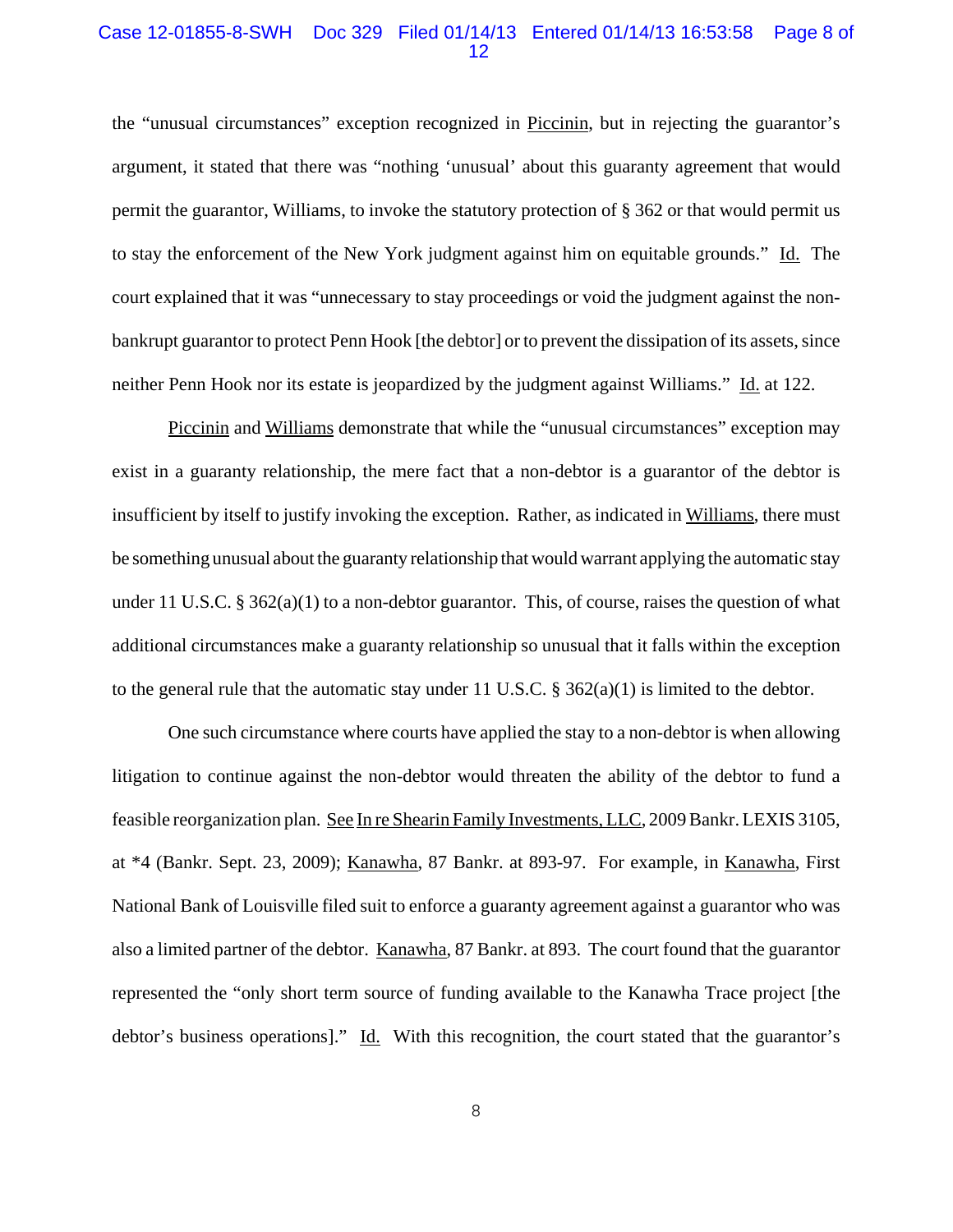the "unusual circumstances" exception recognized in Piccinin, but in rejecting the guarantor's argument, it stated that there was "nothing 'unusual' about this guaranty agreement that would permit the guarantor, Williams, to invoke the statutory protection of § 362 or that would permit us to stay the enforcement of the New York judgment against him on equitable grounds." Id. The court explained that it was "unnecessary to stay proceedings or void the judgment against the non-bankrupt guarantor to protect Penn Hook [the debtor] or to prevent the dissipation of its assets, since neither Penn Hook nor its estate is jeopardized by the judgment against Williams." Id. at 122.

Piccinin and Williams demonstrate that while the "unusual circumstances" exception may exist in a guaranty relationship, the mere fact that a non-debtor is a guarantor of the debtor is insufficient by itself to justify invoking the exception. Rather, as indicated in Williams, there must be something unusual about the guaranty relationship that would warrant applying the automatic stay under 11 U.S.C. § 362(a)(1) to a non-debtor guarantor. This, of course, raises the question of what additional circumstances make a guaranty relationship so unusual that it falls within the exception to the general rule that the automatic stay under 11 U.S.C. § 362(a)(1) is limited to the debtor.

One such circumstance where courts have applied the stay to a non-debtor is when allowing litigation to continue against the non-debtor would threaten the ability of the debtor to fund a feasible reorganization plan. See In re Shearin Family Investments, LLC, 2009 Bankr. LEXIS 3105, at *4 (Bankr. Sept. 23, 2009); Kanawha, 87 Bankr. at 893-97. For example, in Kanawha, First National Bank of Louisville filed suit to enforce a guaranty agreement against a guarantor who was also a limited partner of the debtor. Kanawha, 87 Bankr. at 893. The court found that the guarantor represented the "only short term source of funding available to the Kanawha Trace project [the debtor's business operations]." Id. With this recognition, the court stated that the guarantor's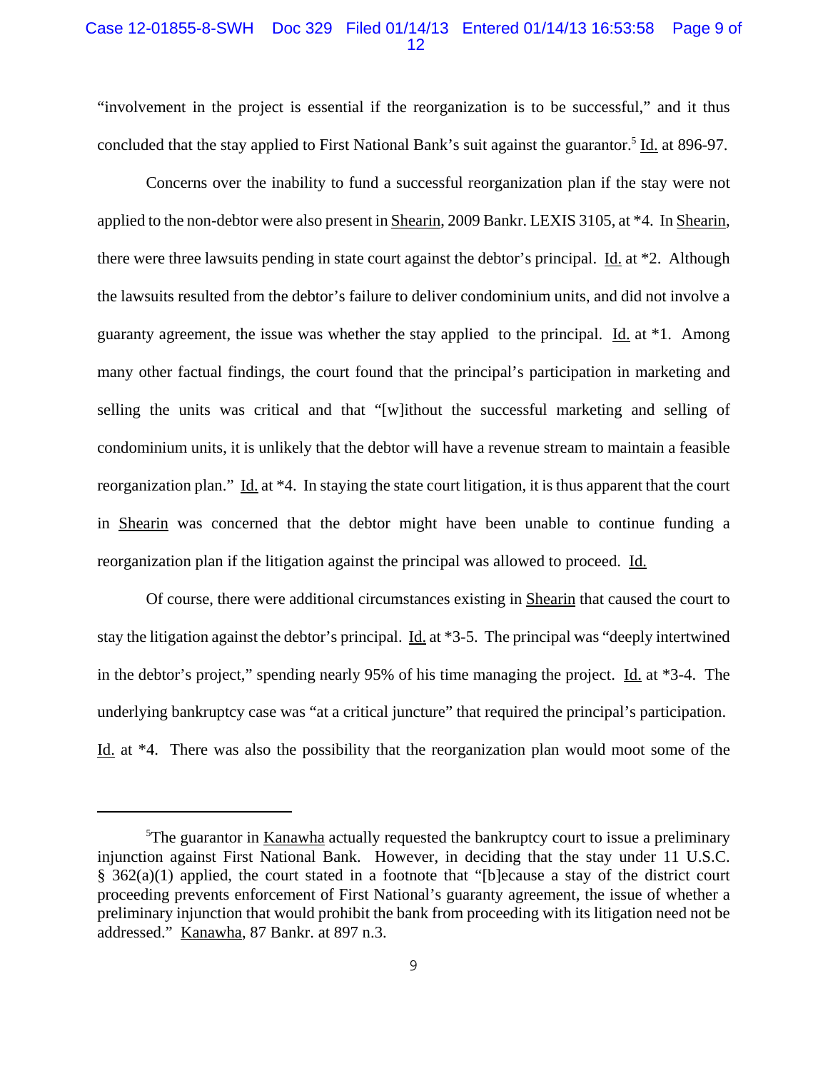"involvement in the project is essential if the reorganization is to be successful," and it thus concluded that the stay applied to First National Bank's suit against the guarantor.[5] Id. at 896-97.

Concerns over the inability to fund a successful reorganization plan if the stay were not applied to the non-debtor were also present in Shearin, 2009 Bankr. LEXIS 3105, at *4. In Shearin, there were three lawsuits pending in state court against the debtor's principal. Id. at *2. Although the lawsuits resulted from the debtor's failure to deliver condominium units, and did not involve a guaranty agreement, the issue was whether the stay applied to the principal. Id. at *1. Among many other factual findings, the court found that the principal's participation in marketing and selling the units was critical and that "[w]ithout the successful marketing and selling of condominium units, it is unlikely that the debtor will have a revenue stream to maintain a feasible reorganization plan." Id. at *4. In staying the state court litigation, it is thus apparent that the court in Shearin was concerned that the debtor might have been unable to continue funding a reorganization plan if the litigation against the principal was allowed to proceed. Id.

Of course, there were additional circumstances existing in Shearin that caused the court to stay the litigation against the debtor's principal. Id. at *3-5. The principal was "deeply intertwined in the debtor's project," spending nearly 95% of his time managing the project. Id. at *3-4. The underlying bankruptcy case was "at a critical juncture" that required the principal's participation. Id. at *4. There was also the possibility that the reorganization plan would moot some of the

---

[5] The guarantor in Kanawha actually requested the bankruptcy court to issue a preliminary injunction against First National Bank. However, in deciding that the stay under 11 U.S.C. § 362(a)(1) applied, the court stated in a footnote that "[b]ecause a stay of the district court proceeding prevents enforcement of First National's guaranty agreement, the issue of whether a preliminary injunction that would prohibit the bank from proceeding with its litigation need not be addressed." Kanawha, 87 Bankr. at 897 n.3.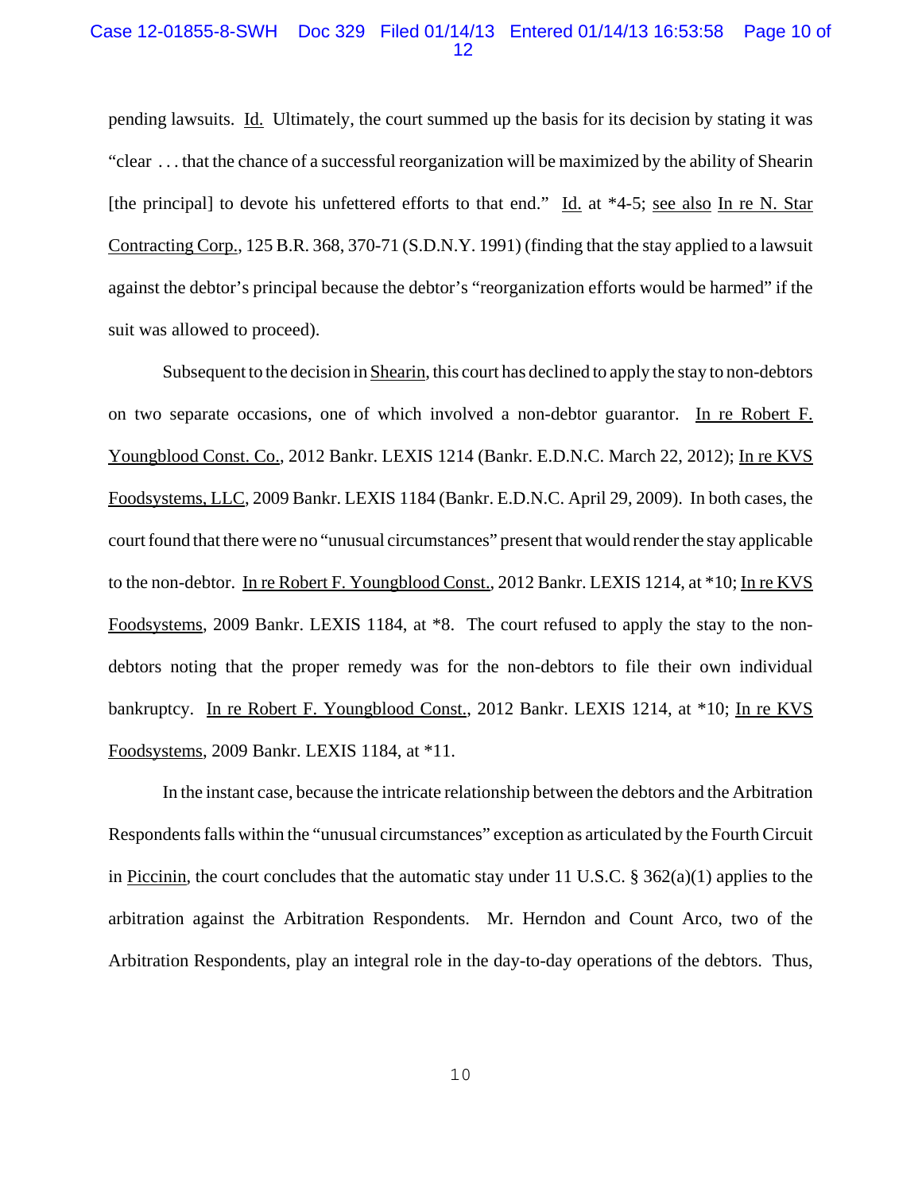pending lawsuits. Id. Ultimately, the court summed up the basis for its decision by stating it was "clear . . . that the chance of a successful reorganization will be maximized by the ability of Shearin [the principal] to devote his unfettered efforts to that end." Id. at *4-5; see also In re N. Star Contracting Corp., 125 B.R. 368, 370-71 (S.D.N.Y. 1991) (finding that the stay applied to a lawsuit against the debtor's principal because the debtor's "reorganization efforts would be harmed" if the suit was allowed to proceed).

Subsequent to the decision in Shearin, this court has declined to apply the stay to non-debtors on two separate occasions, one of which involved a non-debtor guarantor. In re Robert F. Youngblood Const. Co., 2012 Bankr. LEXIS 1214 (Bankr. E.D.N.C. March 22, 2012); In re KVS Foodsystems, LLC, 2009 Bankr. LEXIS 1184 (Bankr. E.D.N.C. April 29, 2009). In both cases, the court found that there were no "unusual circumstances" present that would render the stay applicable to the non-debtor. In re Robert F. Youngblood Const., 2012 Bankr. LEXIS 1214, at *10; In re KVS Foodsystems, 2009 Bankr. LEXIS 1184, at *8. The court refused to apply the stay to the non-debtors noting that the proper remedy was for the non-debtors to file their own individual bankruptcy. In re Robert F. Youngblood Const., 2012 Bankr. LEXIS 1214, at *10; In re KVS Foodsystems, 2009 Bankr. LEXIS 1184, at *11.

In the instant case, because the intricate relationship between the debtors and the Arbitration Respondents falls within the "unusual circumstances" exception as articulated by the Fourth Circuit in Piccinin, the court concludes that the automatic stay under 11 U.S.C. § 362(a)(1) applies to the arbitration against the Arbitration Respondents. Mr. Herndon and Count Arco, two of the Arbitration Respondents, play an integral role in the day-to-day operations of the debtors. Thus,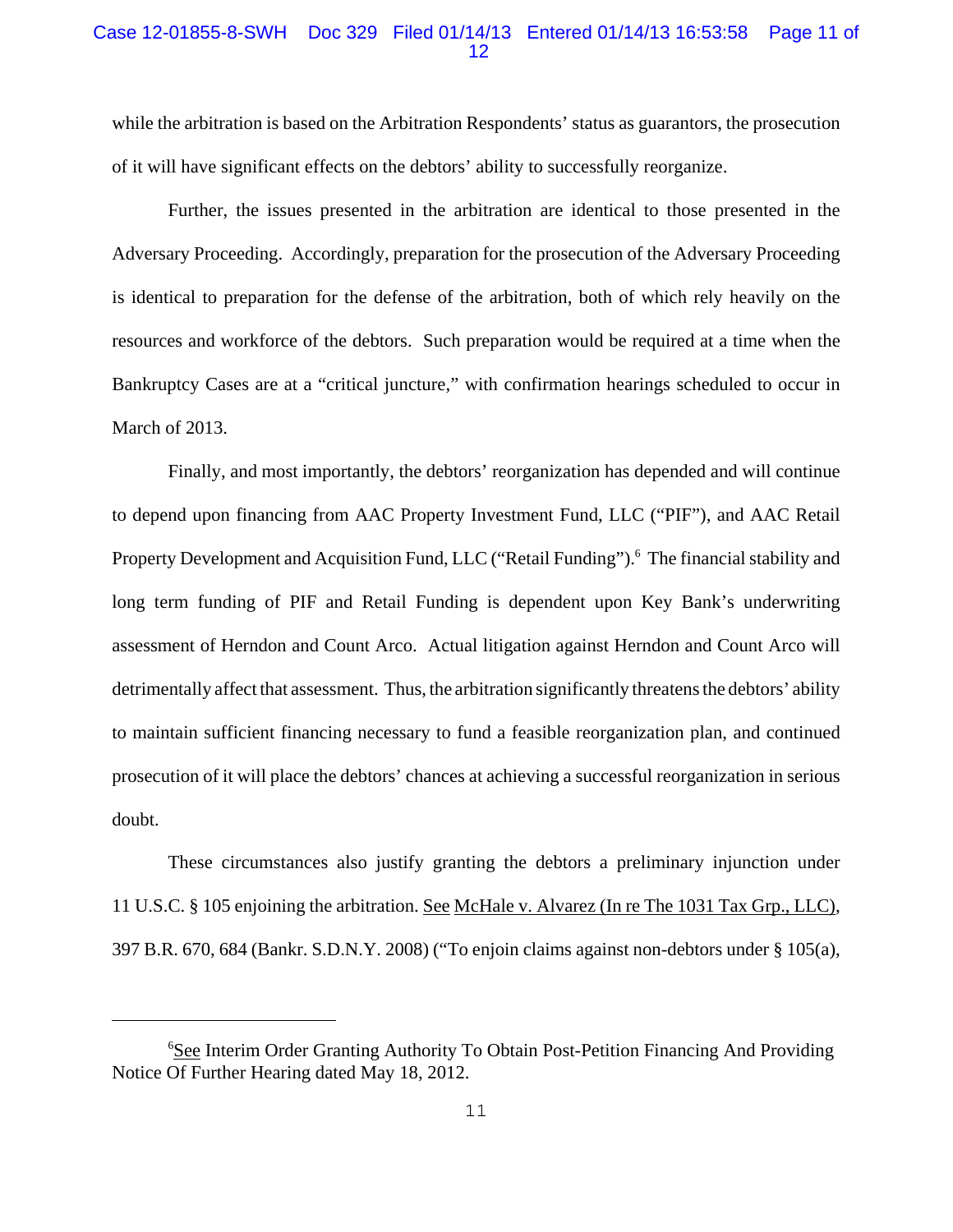while the arbitration is based on the Arbitration Respondents' status as guarantors, the prosecution of it will have significant effects on the debtors' ability to successfully reorganize.

Further, the issues presented in the arbitration are identical to those presented in the Adversary Proceeding. Accordingly, preparation for the prosecution of the Adversary Proceeding is identical to preparation for the defense of the arbitration, both of which rely heavily on the resources and workforce of the debtors. Such preparation would be required at a time when the Bankruptcy Cases are at a "critical juncture," with confirmation hearings scheduled to occur in March of 2013.

Finally, and most importantly, the debtors' reorganization has depended and will continue to depend upon financing from AAC Property Investment Fund, LLC ("PIF"), and AAC Retail Property Development and Acquisition Fund, LLC ("Retail Funding").[6] The financial stability and long term funding of PIF and Retail Funding is dependent upon Key Bank's underwriting assessment of Herndon and Count Arco. Actual litigation against Herndon and Count Arco will detrimentally affect that assessment. Thus, the arbitration significantly threatens the debtors' ability to maintain sufficient financing necessary to fund a feasible reorganization plan, and continued prosecution of it will place the debtors' chances at achieving a successful reorganization in serious doubt.

These circumstances also justify granting the debtors a preliminary injunction under 11 U.S.C. § 105 enjoining the arbitration. See McHale v. Alvarez (In re The 1031 Tax Grp., LLC), 397 B.R. 670, 684 (Bankr. S.D.N.Y. 2008) ("To enjoin claims against non-debtors under § 105(a),

---

[6] See Interim Order Granting Authority To Obtain Post-Petition Financing And Providing Notice Of Further Hearing dated May 18, 2012.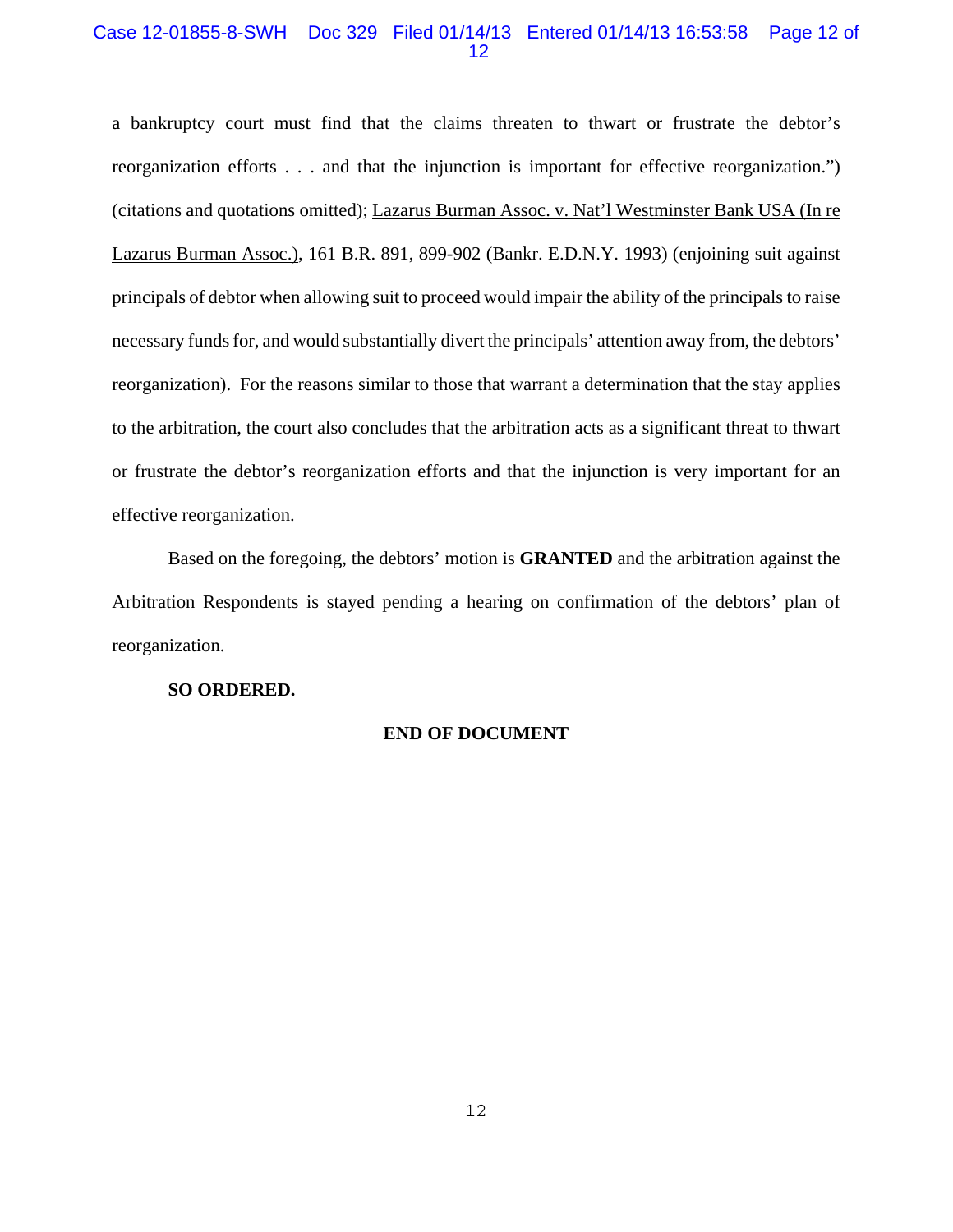a bankruptcy court must find that the claims threaten to thwart or frustrate the debtor's reorganization efforts . . . and that the injunction is important for effective reorganization.") (citations and quotations omitted); Lazarus Burman Assoc. v. Nat'l Westminster Bank USA (In re Lazarus Burman Assoc.), 161 B.R. 891, 899-902 (Bankr. E.D.N.Y. 1993) (enjoining suit against principals of debtor when allowing suit to proceed would impair the ability of the principals to raise necessary funds for, and would substantially divert the principals' attention away from, the debtors' reorganization). For the reasons similar to those that warrant a determination that the stay applies to the arbitration, the court also concludes that the arbitration acts as a significant threat to thwart or frustrate the debtor's reorganization efforts and that the injunction is very important for an effective reorganization.

Based on the foregoing, the debtors' motion is **GRANTED** and the arbitration against the Arbitration Respondents is stayed pending a hearing on confirmation of the debtors' plan of reorganization.

**SO ORDERED.**

**END OF DOCUMENT**